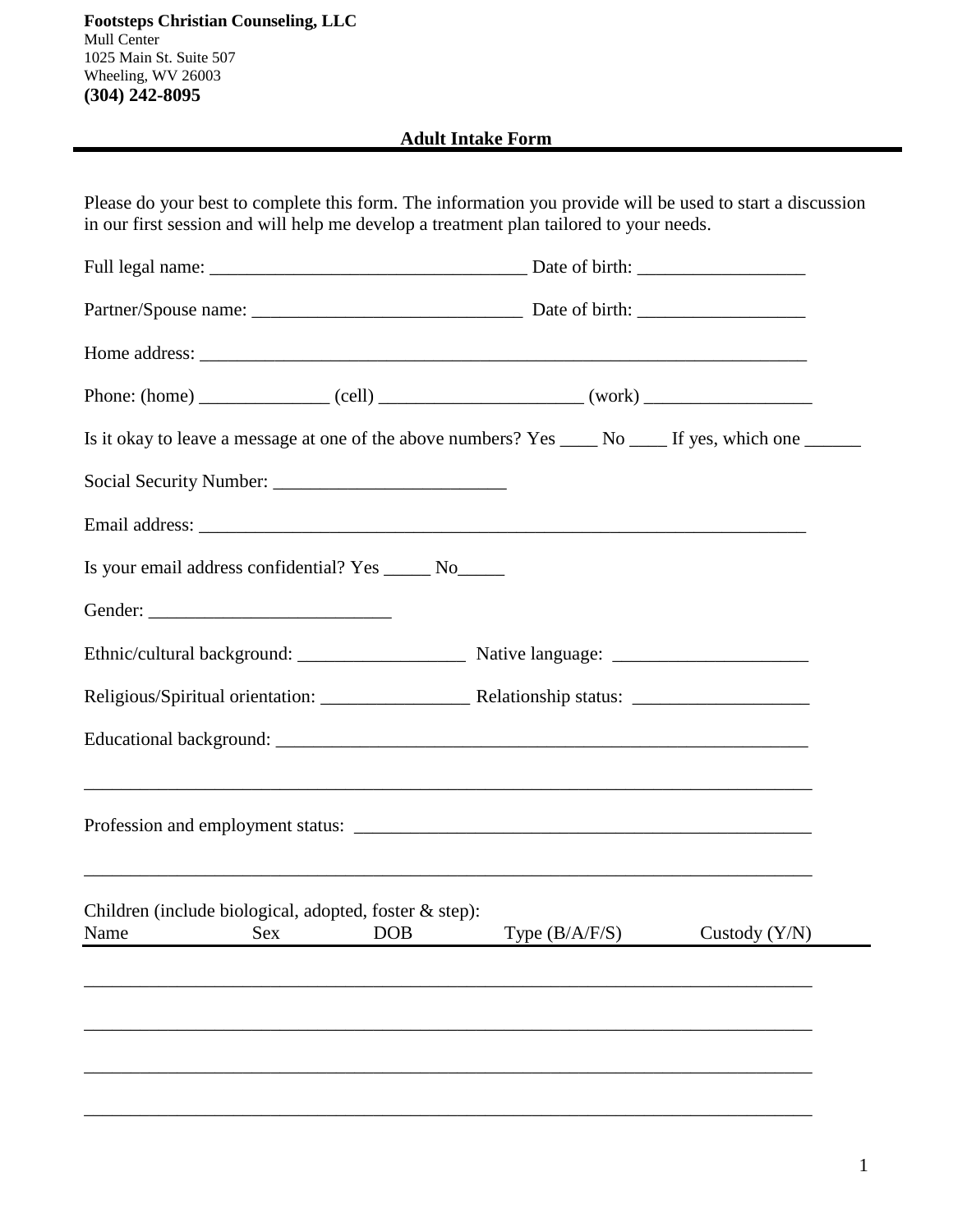**Footsteps Christian Counseling, LLC**
Mull Center
1025 Main St. Suite 507
Wheeling, WV 26003
**(304) 242-8095**

## Adult Intake Form

Please do your best to complete this form. The information you provide will be used to start a discussion in our first session and will help me develop a treatment plan tailored to your needs.

Full legal name: _________________________________ Date of birth: _________________

Partner/Spouse name: ____________________________ Date of birth: _________________

Home address: ________________________________________________________________

Phone: (home) _____________ (cell) _____________________ (work) _________________

Is it okay to leave a message at one of the above numbers? Yes ____ No ____ If yes, which one ______

Social Security Number: ________________________

Email address: ________________________________________________________________

Is your email address confidential? Yes _____ No_____

Gender: _________________________

Ethnic/cultural background: _________________ Native language: ____________________

Religious/Spiritual orientation: _______________ Relationship status: __________________

Educational background: _________________________________________________________

______________________________________________________________________________

Profession and employment status: _________________________________________________

______________________________________________________________________________

Children (include biological, adopted, foster & step):

| Name | Sex | DOB | Type (B/A/F/S) | Custody (Y/N) |
|---|---|---|---|---|
| | | | | |
| | | | | |
| | | | | |
| | | | | |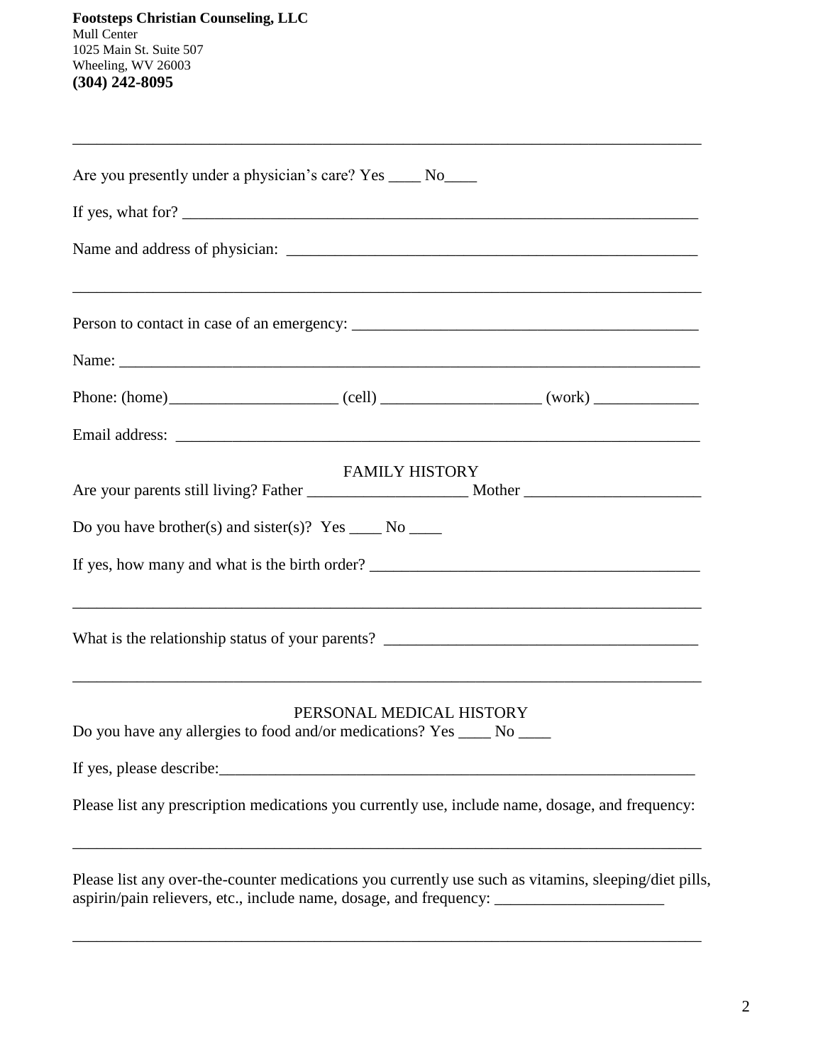**Footsteps Christian Counseling, LLC**
Mull Center
1025 Main St. Suite 507
Wheeling, WV 26003
**(304) 242-8095**

---

Are you presently under a physician's care? Yes ____ No____

If yes, what for? ___________________________________________________________

Name and address of physician: ______________________________________________

_________________________________________________________________________

Person to contact in case of an emergency: _____________________________________

Name: __________________________________________________________________

Phone: (home)____________________ (cell) ___________________ (work) _____________

Email address: ___________________________________________________________

FAMILY HISTORY

Are your parents still living? Father ___________________ Mother _____________________

Do you have brother(s) and sister(s)? Yes ____ No ____

If yes, how many and what is the birth order? _____________________________________

_________________________________________________________________________

What is the relationship status of your parents? ____________________________________

_________________________________________________________________________

PERSONAL MEDICAL HISTORY

Do you have any allergies to food and/or medications? Yes ____ No ____

If yes, please describe:______________________________________________________

Please list any prescription medications you currently use, include name, dosage, and frequency:

_________________________________________________________________________

Please list any over-the-counter medications you currently use such as vitamins, sleeping/diet pills, aspirin/pain relievers, etc., include name, dosage, and frequency: _____________________

_________________________________________________________________________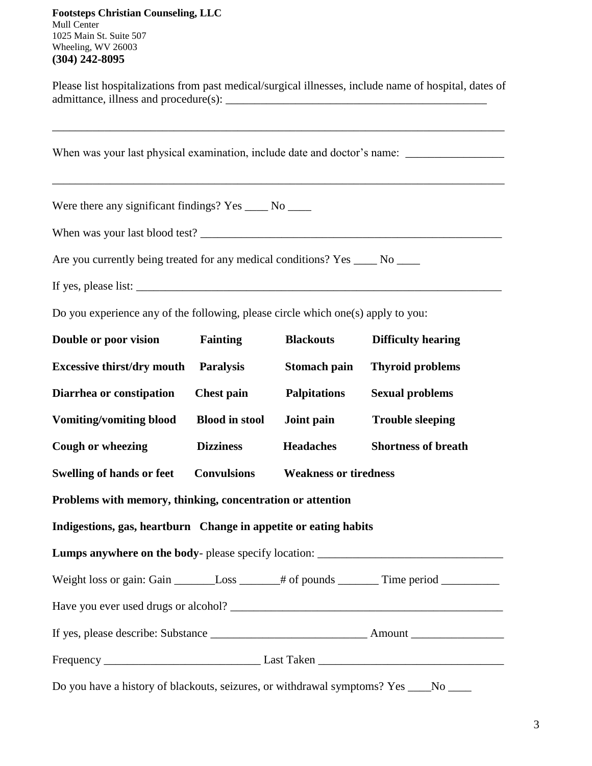**Footsteps Christian Counseling, LLC**
Mull Center
1025 Main St. Suite 507
Wheeling, WV 26003
**(304) 242-8095**

Please list hospitalizations from past medical/surgical illnesses, include name of hospital, dates of admittance, illness and procedure(s): _____________________________________________

_______________________________________________________________________________

When was your last physical examination, include date and doctor's name: ________________

_______________________________________________________________________________

Were there any significant findings? Yes ____ No ____

When was your last blood test? _____________________________________________________

Are you currently being treated for any medical conditions? Yes ____ No ____

If yes, please list: _______________________________________________________________

Do you experience any of the following, please circle which one(s) apply to you:

| | | | |
|---|---|---|---|
| **Double or poor vision** | **Fainting** | **Blackouts** | **Difficulty hearing** |
| **Excessive thirst/dry mouth** | **Paralysis** | **Stomach pain** | **Thyroid problems** |
| **Diarrhea or constipation** | **Chest pain** | **Palpitations** | **Sexual problems** |
| **Vomiting/vomiting blood** | **Blood in stool** | **Joint pain** | **Trouble sleeping** |
| **Cough or wheezing** | **Dizziness** | **Headaches** | **Shortness of breath** |
| **Swelling of hands or feet** | **Convulsions** | **Weakness or tiredness** | |

**Problems with memory, thinking, concentration or attention**

**Indigestions, gas, heartburn** **Change in appetite or eating habits**

**Lumps anywhere on the body**- please specify location: _______________________________

Weight loss or gain: Gain _______Loss _______# of pounds _______ Time period __________

Have you ever used drugs or alcohol? _______________________________________________

If yes, please describe: Substance __________________________ Amount ________________

Frequency __________________________ Last Taken _______________________________

Do you have a history of blackouts, seizures, or withdrawal symptoms? Yes ____No ____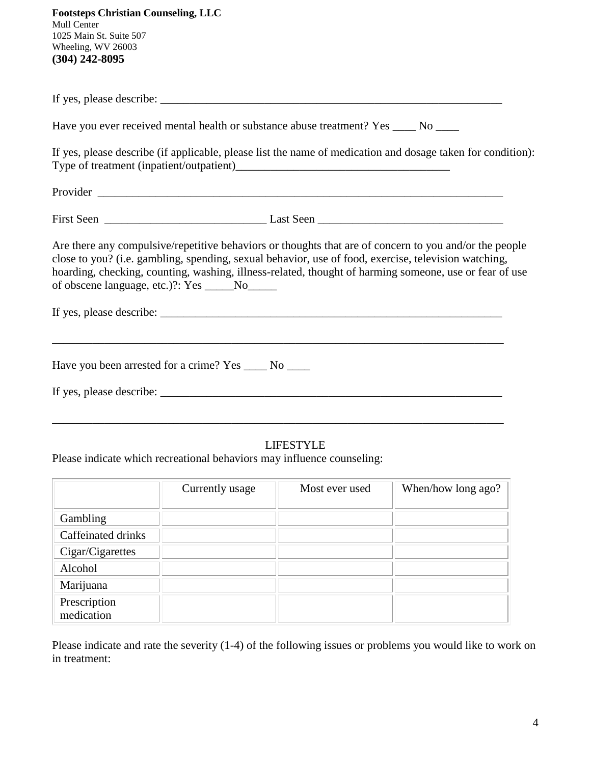**Footsteps Christian Counseling, LLC**
Mull Center
1025 Main St. Suite 507
Wheeling, WV 26003
**(304) 242-8095**

If yes, please describe: ____________________________________________________________

Have you ever received mental health or substance abuse treatment? Yes ____ No ____

If yes, please describe (if applicable, please list the name of medication and dosage taken for condition):
Type of treatment (inpatient/outpatient)____________________________________

Provider ______________________________________________________________________

First Seen ___________________________ Last Seen _______________________________

Are there any compulsive/repetitive behaviors or thoughts that are of concern to you and/or the people close to you? (i.e. gambling, spending, sexual behavior, use of food, exercise, television watching, hoarding, checking, counting, washing, illness-related, thought of harming someone, use or fear of use of obscene language, etc.)?: Yes _____No_____

If yes, please describe: ____________________________________________________________

_____________________________________________________________________________

Have you been arrested for a crime? Yes ____ No ____

If yes, please describe: ____________________________________________________________

_____________________________________________________________________________

LIFESTYLE

Please indicate which recreational behaviors may influence counseling:

| | Currently usage | Most ever used | When/how long ago? |
|---|---|---|---|
| Gambling | | | |
| Caffeinated drinks | | | |
| Cigar/Cigarettes | | | |
| Alcohol | | | |
| Marijuana | | | |
| Prescription medication | | | |

Please indicate and rate the severity (1-4) of the following issues or problems you would like to work on in treatment: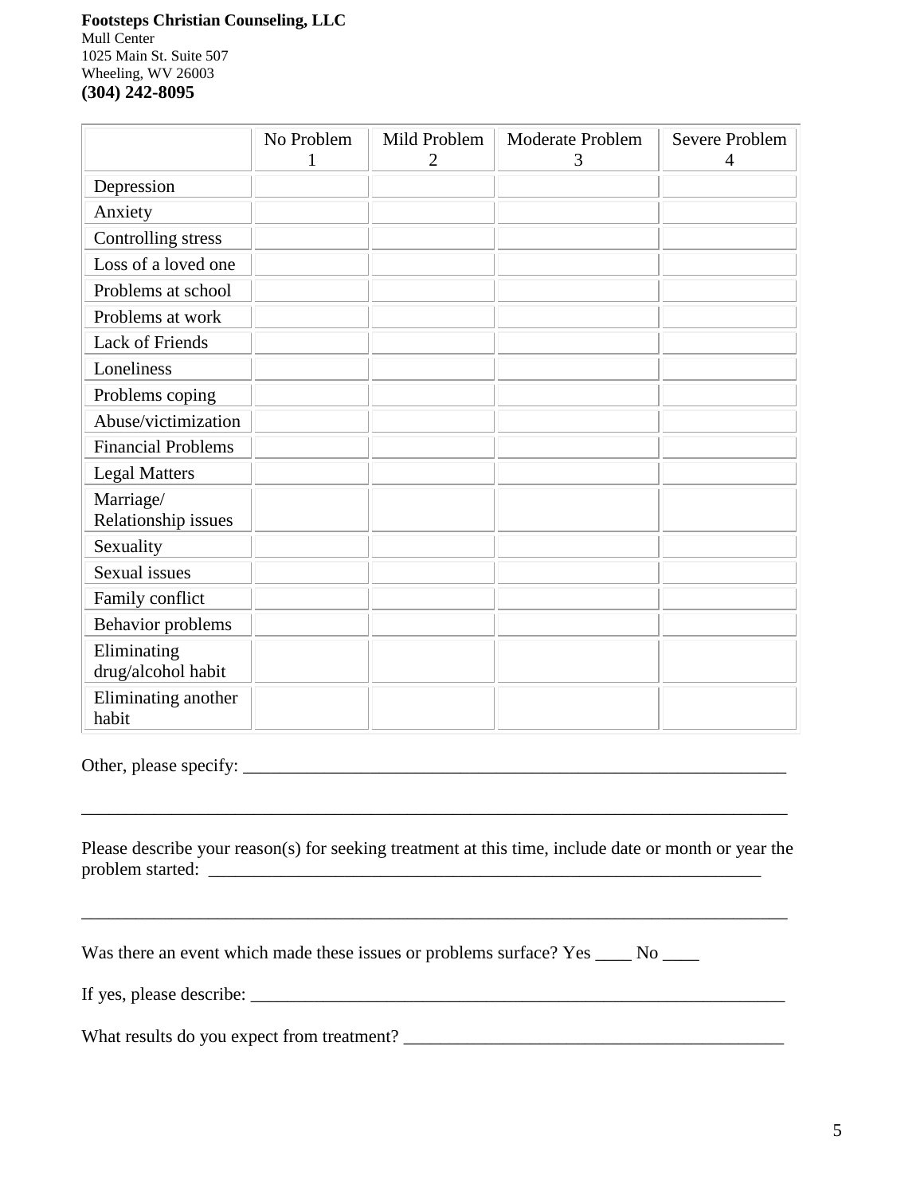**Footsteps Christian Counseling, LLC**
Mull Center
1025 Main St. Suite 507
Wheeling, WV 26003
**(304) 242-8095**

| | No Problem 1 | Mild Problem 2 | Moderate Problem 3 | Severe Problem 4 |
|---|---|---|---|---|
| Depression | | | | |
| Anxiety | | | | |
| Controlling stress | | | | |
| Loss of a loved one | | | | |
| Problems at school | | | | |
| Problems at work | | | | |
| Lack of Friends | | | | |
| Loneliness | | | | |
| Problems coping | | | | |
| Abuse/victimization | | | | |
| Financial Problems | | | | |
| Legal Matters | | | | |
| Marriage/ Relationship issues | | | | |
| Sexuality | | | | |
| Sexual issues | | | | |
| Family conflict | | | | |
| Behavior problems | | | | |
| Eliminating drug/alcohol habit | | | | |
| Eliminating another habit | | | | |

Other, please specify: ___________________________________________________________

_____________________________________________________________________________

Please describe your reason(s) for seeking treatment at this time, include date or month or year the problem started: ___________________________________________________________

_____________________________________________________________________________

Was there an event which made these issues or problems surface? Yes ____ No ____

If yes, please describe: ___________________________________________________________

What results do you expect from treatment? ________________________________________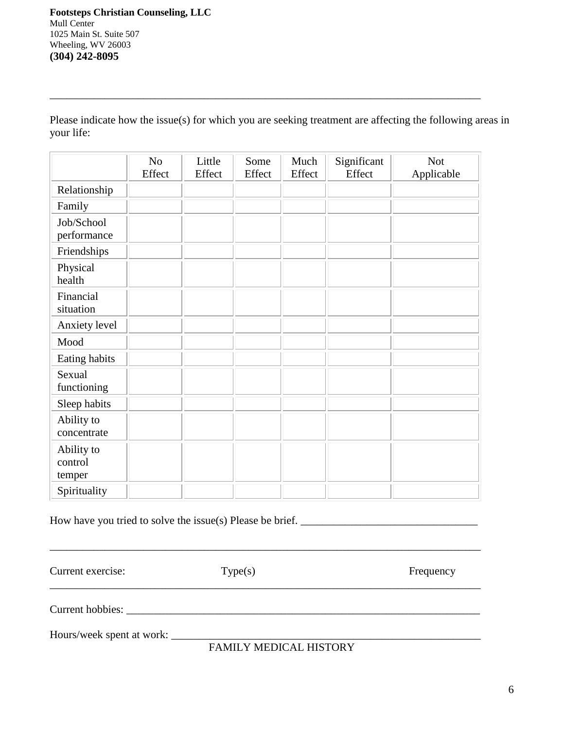**Footsteps Christian Counseling, LLC**
Mull Center
1025 Main St. Suite 507
Wheeling, WV 26003
**(304) 242-8095**

---

Please indicate how the issue(s) for which you are seeking treatment are affecting the following areas in your life:

| | No Effect | Little Effect | Some Effect | Much Effect | Significant Effect | Not Applicable |
|---|---|---|---|---|---|---|
| Relationship | | | | | | |
| Family | | | | | | |
| Job/School performance | | | | | | |
| Friendships | | | | | | |
| Physical health | | | | | | |
| Financial situation | | | | | | |
| Anxiety level | | | | | | |
| Mood | | | | | | |
| Eating habits | | | | | | |
| Sexual functioning | | | | | | |
| Sleep habits | | | | | | |
| Ability to concentrate | | | | | | |
| Ability to control temper | | | | | | |
| Spirituality | | | | | | |

How have you tried to solve the issue(s) Please be brief. ________________________________

_______________________________________________________________________________

Current exercise: Type(s) Frequency
_______________________________________________________________________________

Current hobbies: ___________________________________________________________________

Hours/week spent at work: ___________________________________________________________

FAMILY MEDICAL HISTORY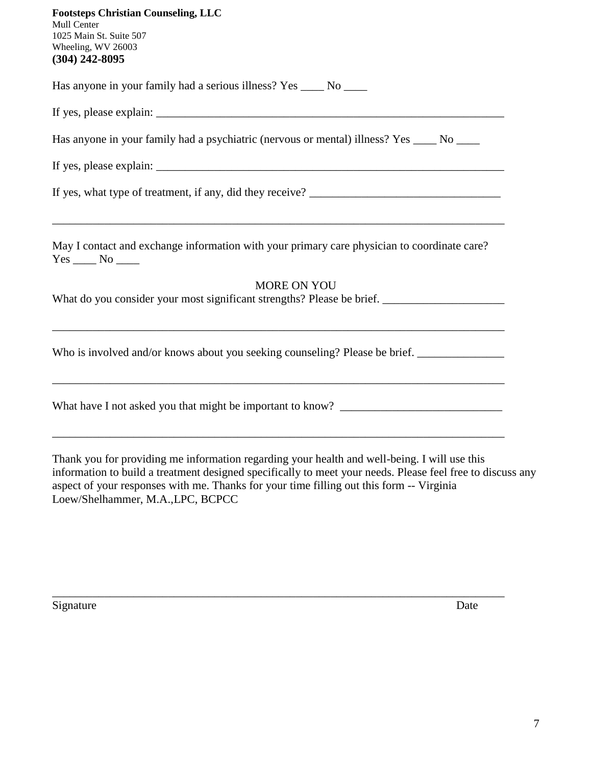**Footsteps Christian Counseling, LLC**
Mull Center
1025 Main St. Suite 507
Wheeling, WV 26003
**(304) 242-8095**

Has anyone in your family had a serious illness? Yes ____ No ____

If yes, please explain: ______________________________________________________________

Has anyone in your family had a psychiatric (nervous or mental) illness? Yes ____ No ____

If yes, please explain: ______________________________________________________________

If yes, what type of treatment, if any, did they receive? ________________________________

________________________________________________________________________________

May I contact and exchange information with your primary care physician to coordinate care? Yes ____ No ____

MORE ON YOU

What do you consider your most significant strengths? Please be brief. ____________________

________________________________________________________________________________

Who is involved and/or knows about you seeking counseling? Please be brief. ______________

________________________________________________________________________________

What have I not asked you that might be important to know? ___________________________

________________________________________________________________________________

Thank you for providing me information regarding your health and well-being. I will use this information to build a treatment designed specifically to meet your needs. Please feel free to discuss any aspect of your responses with me. Thanks for your time filling out this form -- Virginia Loew/Shelhammer, M.A.,LPC, BCPCC

________________________________________________________________________________

Signature Date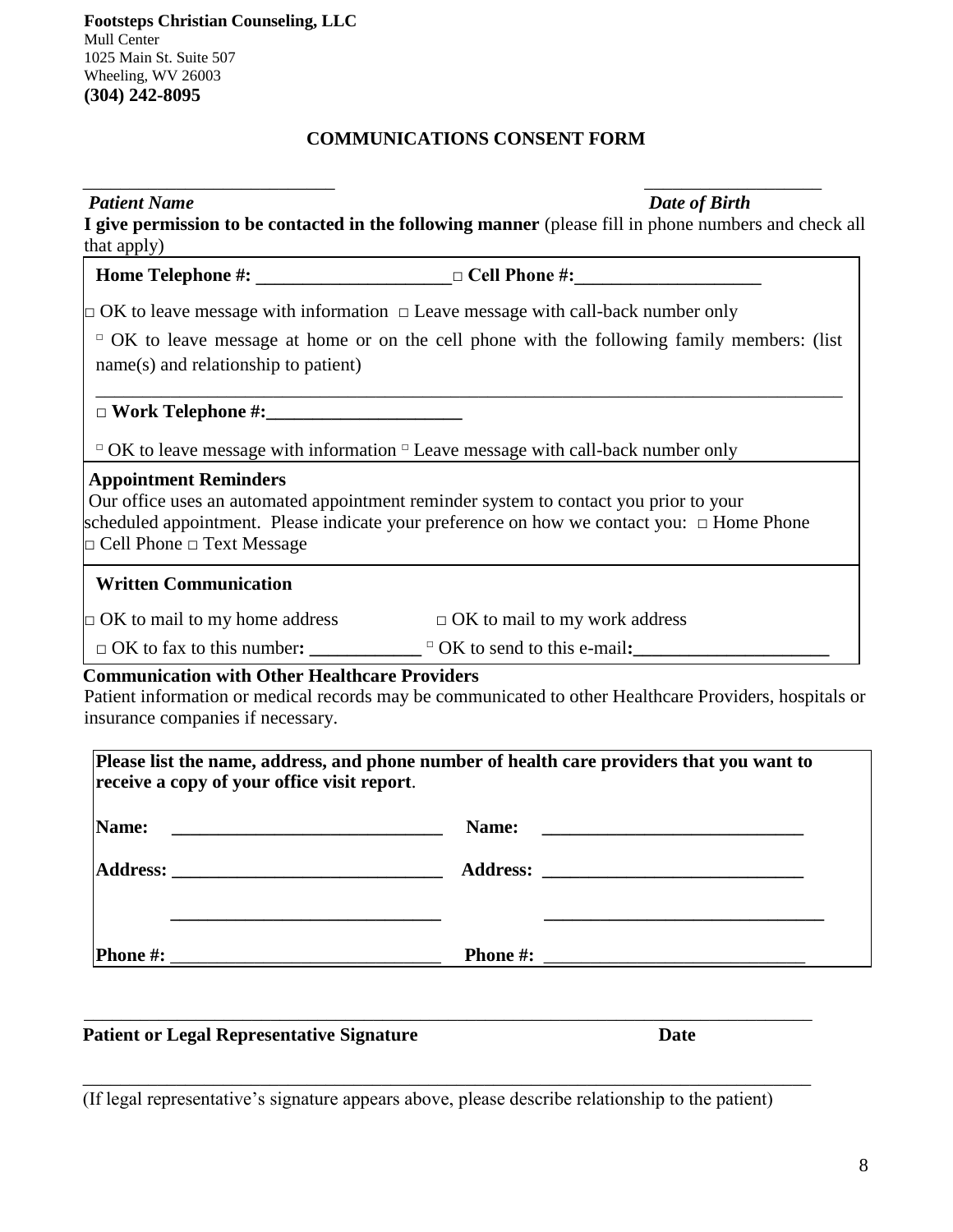**Footsteps Christian Counseling, LLC**
Mull Center
1025 Main St. Suite 507
Wheeling, WV 26003
**(304) 242-8095**

## COMMUNICATIONS CONSENT FORM

___________________________ ___________________

***Patient Name*** ***Date of Birth***

**I give permission to be contacted in the following manner** (please fill in phone numbers and check all that apply)

**Home Telephone #:** ____________________ □ **Cell Phone #:**___________________

□ OK to leave message with information □ Leave message with call-back number only

□ OK to leave message at home or on the cell phone with the following family members: (list name(s) and relationship to patient)

___________________________________________________________________________

□ **Work Telephone #:**____________________

□ OK to leave message with information □ Leave message with call-back number only

**Appointment Reminders**

Our office uses an automated appointment reminder system to contact you prior to your scheduled appointment. Please indicate your preference on how we contact you: □ Home Phone □ Cell Phone □ Text Message

**Written Communication**

□ OK to mail to my home address □ OK to mail to my work address

□ OK to fax to this number**:** ____________ □ OK to send to this e-mail**:**____________________

**Communication with Other Healthcare Providers**

Patient information or medical records may be communicated to other Healthcare Providers, hospitals or insurance companies if necessary.

**Please list the name, address, and phone number of health care providers that you want to receive a copy of your office visit report**.

**Name:** _____________________________ **Name:** ____________________________

**Address:** ___________________________ **Address:** __________________________

_____________________________ ______________________________

**Phone #:** ___________________________ **Phone #:** __________________________

___________________________________________________________________________

**Patient or Legal Representative Signature** **Date**

___________________________________________________________________________

(If legal representative's signature appears above, please describe relationship to the patient)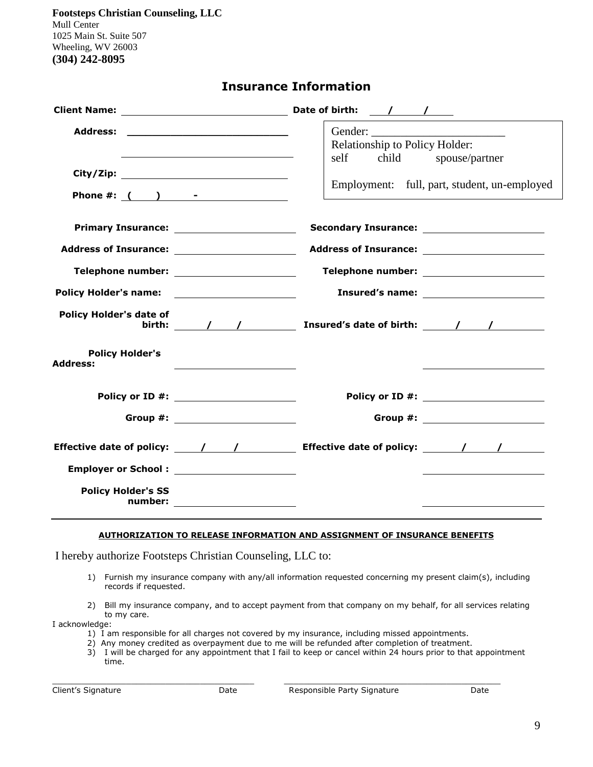**Footsteps Christian Counseling, LLC**
Mull Center
1025 Main St. Suite 507
Wheeling, WV 26003
**(304) 242-8095**

# Insurance Information

**Client Name:** ______________________________ **Date of birth:** ___/___/___

**Address:** ______________________________

______________________________

**City/Zip:** ______________________________

**Phone #:** (___) ___-______

Gender: ______________________
Relationship to Policy Holder:
self child spouse/partner

Employment: full, part, student, un-employed

| | Primary | | Secondary |
|---|---|---|---|
| **Primary Insurance:** | | **Secondary Insurance:** | |
| **Address of Insurance:** | | **Address of Insurance:** | |
| **Telephone number:** | | **Telephone number:** | |
| **Policy Holder's name:** | | **Insured's name:** | |
| **Policy Holder's date of birth:** | / / | **Insured's date of birth:** | / / |
| **Policy Holder's Address:** | | | |
| **Policy or ID #:** | | **Policy or ID #:** | |
| **Group #:** | | **Group #:** | |
| **Effective date of policy:** | / / | **Effective date of policy:** | / / |
| **Employer or School :** | | | |
| **Policy Holder's SS number:** | | | |

---

**AUTHORIZATION TO RELEASE INFORMATION AND ASSIGNMENT OF INSURANCE BENEFITS**

I hereby authorize Footsteps Christian Counseling, LLC to:

1) Furnish my insurance company with any/all information requested concerning my present claim(s), including records if requested.
2) Bill my insurance company, and to accept payment from that company on my behalf, for all services relating to my care.

I acknowledge:

1) I am responsible for all charges not covered by my insurance, including missed appointments.
2) Any money credited as overpayment due to me will be refunded after completion of treatment.
3) I will be charged for any appointment that I fail to keep or cancel within 24 hours prior to that appointment time.

_______________________________________ _______________________________________
Client's Signature Date Responsible Party Signature Date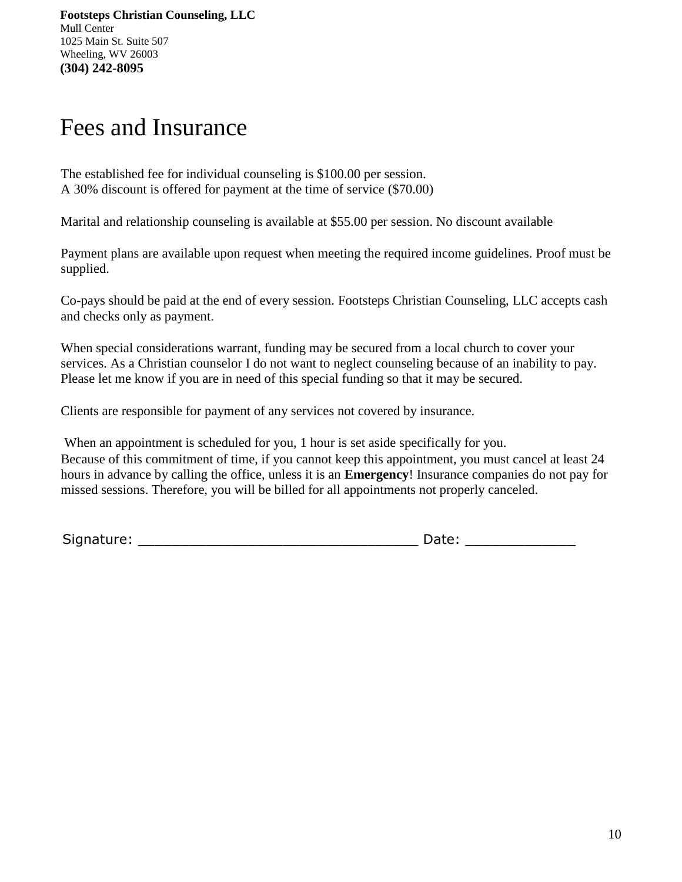**Footsteps Christian Counseling, LLC**
Mull Center
1025 Main St. Suite 507
Wheeling, WV 26003
**(304) 242-8095**

# Fees and Insurance

The established fee for individual counseling is $100.00 per session.
A 30% discount is offered for payment at the time of service ($70.00)

Marital and relationship counseling is available at $55.00 per session. No discount available

Payment plans are available upon request when meeting the required income guidelines. Proof must be supplied.

Co-pays should be paid at the end of every session. Footsteps Christian Counseling, LLC accepts cash and checks only as payment.

When special considerations warrant, funding may be secured from a local church to cover your services. As a Christian counselor I do not want to neglect counseling because of an inability to pay. Please let me know if you are in need of this special funding so that it may be secured.

Clients are responsible for payment of any services not covered by insurance.

When an appointment is scheduled for you, 1 hour is set aside specifically for you.
Because of this commitment of time, if you cannot keep this appointment, you must cancel at least 24 hours in advance by calling the office, unless it is an **Emergency**! Insurance companies do not pay for missed sessions. Therefore, you will be billed for all appointments not properly canceled.

Signature: ___________________________________ Date: ______________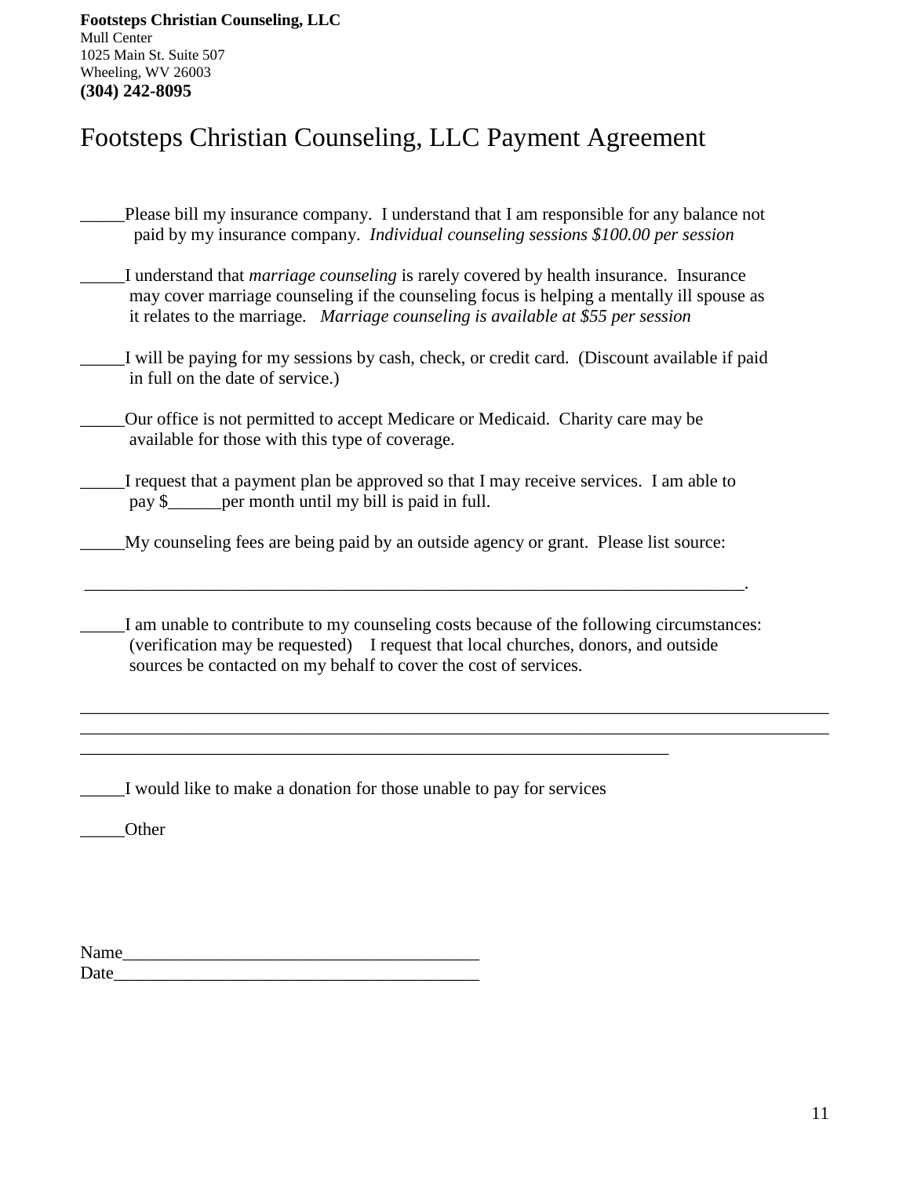**Footsteps Christian Counseling, LLC**
Mull Center
1025 Main St. Suite 507
Wheeling, WV 26003
**(304) 242-8095**

# Footsteps Christian Counseling, LLC Payment Agreement

_____Please bill my insurance company. I understand that I am responsible for any balance not paid by my insurance company. *Individual counseling sessions $100.00 per session*

_____I understand that *marriage counseling* is rarely covered by health insurance. Insurance may cover marriage counseling if the counseling focus is helping a mentally ill spouse as it relates to the marriage. *Marriage counseling is available at $55 per session*

_____I will be paying for my sessions by cash, check, or credit card. (Discount available if paid in full on the date of service.)

_____Our office is not permitted to accept Medicare or Medicaid. Charity care may be available for those with this type of coverage.

_____I request that a payment plan be approved so that I may receive services. I am able to pay $______per month until my bill is paid in full.

_____My counseling fees are being paid by an outside agency or grant. Please list source:

_____________________________________________________________________________.

_____I am unable to contribute to my counseling costs because of the following circumstances: (verification may be requested) I request that local churches, donors, and outside sources be contacted on my behalf to cover the cost of services.

_____________________________________________________________________________________
_____________________________________________________________________________________
____________________________________________________________________

_____I would like to make a donation for those unable to pay for services

_____Other

Name_________________________________________
Date__________________________________________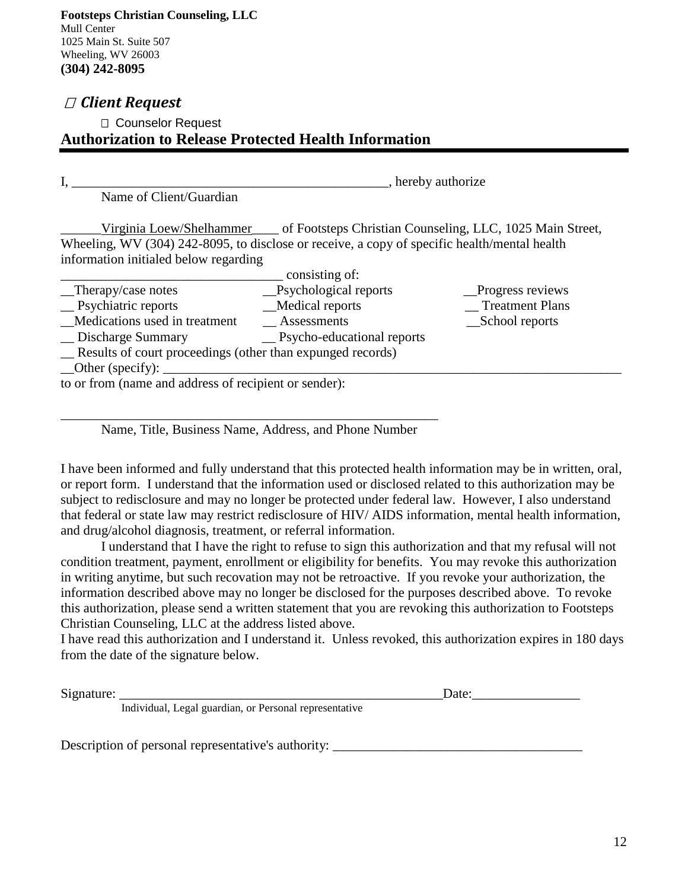**Footsteps Christian Counseling, LLC**
Mull Center
1025 Main St. Suite 507
Wheeling, WV 26003
**(304) 242-8095**

☐ ***Client Request***

☐ Counselor Request

## Authorization to Release Protected Health Information

I, _______________________________________________, hereby authorize
Name of Client/Guardian

______Virginia Loew/Shelhammer____ of Footsteps Christian Counseling, LLC, 1025 Main Street, Wheeling, WV (304) 242-8095, to disclose or receive, a copy of specific health/mental health information initialed below regarding
_________________________________ consisting of:

__Therapy/case notes
__Psychological reports
__Progress reviews
__ Psychiatric reports
__Medical reports
__ Treatment Plans
__Medications used in treatment
__ Assessments
__School reports
__ Discharge Summary
__ Psycho-educational reports
__ Results of court proceedings (other than expunged records)
__Other (specify): ___________________________________________________________________

to or from (name and address of recipient or sender):

_________________________________________________________
Name, Title, Business Name, Address, and Phone Number

I have been informed and fully understand that this protected health information may be in written, oral, or report form. I understand that the information used or disclosed related to this authorization may be subject to redisclosure and may no longer be protected under federal law. However, I also understand that federal or state law may restrict redisclosure of HIV/ AIDS information, mental health information, and drug/alcohol diagnosis, treatment, or referral information.

I understand that I have the right to refuse to sign this authorization and that my refusal will not condition treatment, payment, enrollment or eligibility for benefits. You may revoke this authorization in writing anytime, but such recovation may not be retroactive. If you revoke your authorization, the information described above may no longer be disclosed for the purposes described above. To revoke this authorization, please send a written statement that you are revoking this authorization to Footsteps Christian Counseling, LLC at the address listed above.

I have read this authorization and I understand it. Unless revoked, this authorization expires in 180 days from the date of the signature below.

Signature: _________________________________________________Date:________________
Individual, Legal guardian, or Personal representative

Description of personal representative's authority: _____________________________________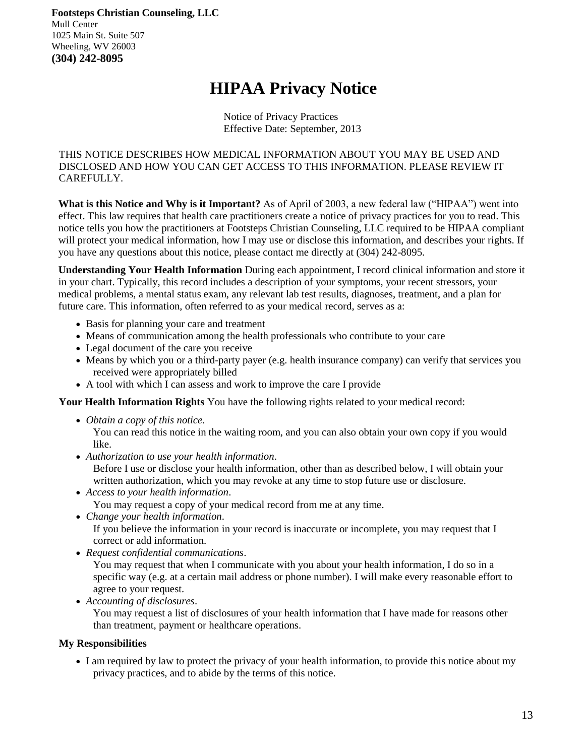**Footsteps Christian Counseling, LLC**
Mull Center
1025 Main St. Suite 507
Wheeling, WV 26003
**(304) 242-8095**

# HIPAA Privacy Notice

Notice of Privacy Practices
Effective Date: September, 2013

THIS NOTICE DESCRIBES HOW MEDICAL INFORMATION ABOUT YOU MAY BE USED AND DISCLOSED AND HOW YOU CAN GET ACCESS TO THIS INFORMATION. PLEASE REVIEW IT CAREFULLY.

**What is this Notice and Why is it Important?** As of April of 2003, a new federal law ("HIPAA") went into effect. This law requires that health care practitioners create a notice of privacy practices for you to read. This notice tells you how the practitioners at Footsteps Christian Counseling, LLC required to be HIPAA compliant will protect your medical information, how I may use or disclose this information, and describes your rights. If you have any questions about this notice, please contact me directly at (304) 242-8095.

**Understanding Your Health Information** During each appointment, I record clinical information and store it in your chart. Typically, this record includes a description of your symptoms, your recent stressors, your medical problems, a mental status exam, any relevant lab test results, diagnoses, treatment, and a plan for future care. This information, often referred to as your medical record, serves as a:

- Basis for planning your care and treatment
- Means of communication among the health professionals who contribute to your care
- Legal document of the care you receive
- Means by which you or a third-party payer (e.g. health insurance company) can verify that services you received were appropriately billed
- A tool with which I can assess and work to improve the care I provide

**Your Health Information Rights** You have the following rights related to your medical record:

- *Obtain a copy of this notice*.
  You can read this notice in the waiting room, and you can also obtain your own copy if you would like.
- *Authorization to use your health information*.
  Before I use or disclose your health information, other than as described below, I will obtain your written authorization, which you may revoke at any time to stop future use or disclosure.
- *Access to your health information*.
  You may request a copy of your medical record from me at any time.
- *Change your health information*.
  If you believe the information in your record is inaccurate or incomplete, you may request that I correct or add information.
- *Request confidential communications*.
  You may request that when I communicate with you about your health information, I do so in a specific way (e.g. at a certain mail address or phone number). I will make every reasonable effort to agree to your request.
- *Accounting of disclosures*.
  You may request a list of disclosures of your health information that I have made for reasons other than treatment, payment or healthcare operations.

**My Responsibilities**

- I am required by law to protect the privacy of your health information, to provide this notice about my privacy practices, and to abide by the terms of this notice.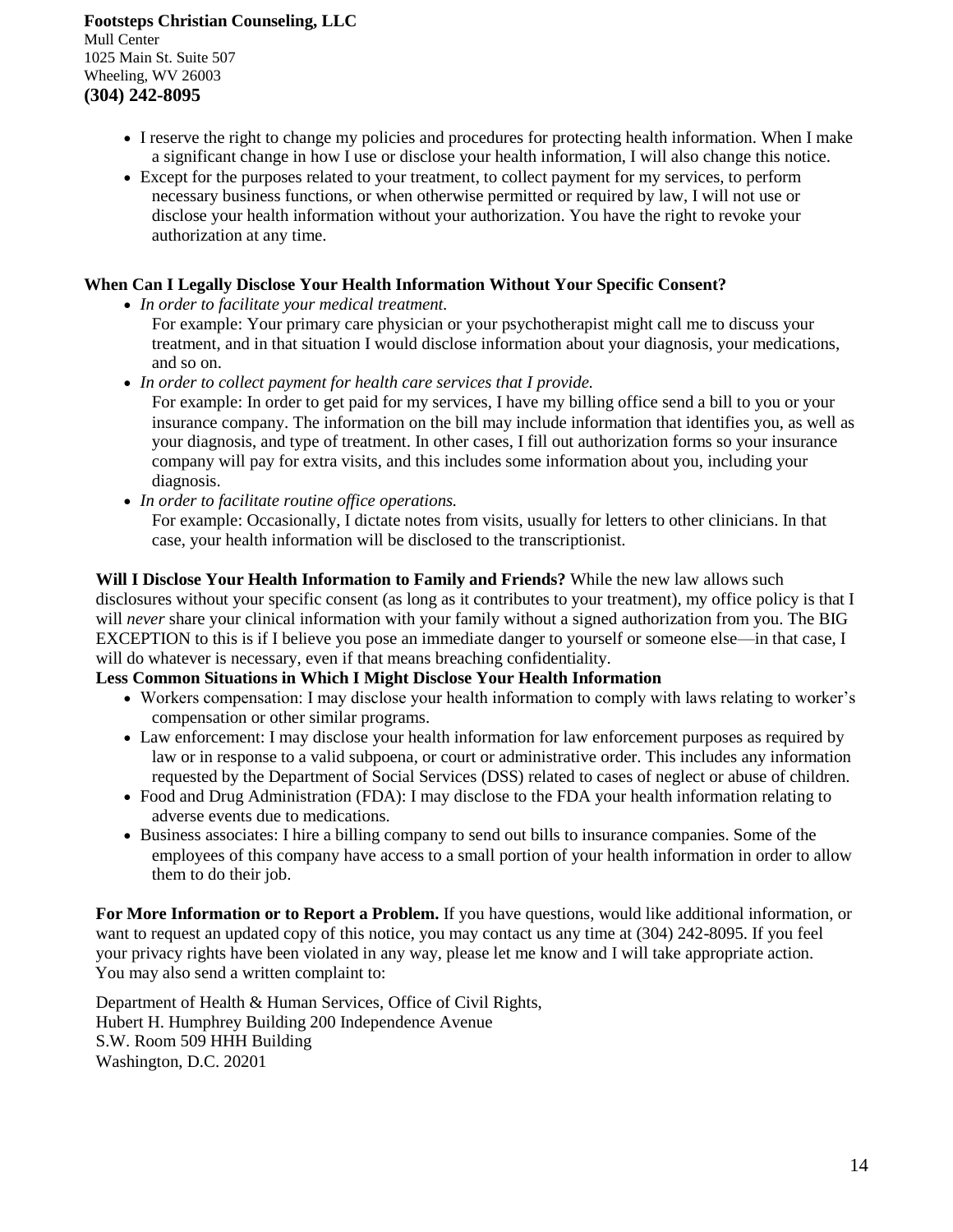- I reserve the right to change my policies and procedures for protecting health information. When I make a significant change in how I use or disclose your health information, I will also change this notice.
- Except for the purposes related to your treatment, to collect payment for my services, to perform necessary business functions, or when otherwise permitted or required by law, I will not use or disclose your health information without your authorization. You have the right to revoke your authorization at any time.

**When Can I Legally Disclose Your Health Information Without Your Specific Consent?**

- *In order to facilitate your medical treatment.*
  For example: Your primary care physician or your psychotherapist might call me to discuss your treatment, and in that situation I would disclose information about your diagnosis, your medications, and so on.
- *In order to collect payment for health care services that I provide.*
  For example: In order to get paid for my services, I have my billing office send a bill to you or your insurance company. The information on the bill may include information that identifies you, as well as your diagnosis, and type of treatment. In other cases, I fill out authorization forms so your insurance company will pay for extra visits, and this includes some information about you, including your diagnosis.
- *In order to facilitate routine office operations.*
  For example: Occasionally, I dictate notes from visits, usually for letters to other clinicians. In that case, your health information will be disclosed to the transcriptionist.

**Will I Disclose Your Health Information to Family and Friends?** While the new law allows such disclosures without your specific consent (as long as it contributes to your treatment), my office policy is that I will *never* share your clinical information with your family without a signed authorization from you. The BIG EXCEPTION to this is if I believe you pose an immediate danger to yourself or someone else—in that case, I will do whatever is necessary, even if that means breaching confidentiality.

**Less Common Situations in Which I Might Disclose Your Health Information**

- Workers compensation: I may disclose your health information to comply with laws relating to worker's compensation or other similar programs.
- Law enforcement: I may disclose your health information for law enforcement purposes as required by law or in response to a valid subpoena, or court or administrative order. This includes any information requested by the Department of Social Services (DSS) related to cases of neglect or abuse of children.
- Food and Drug Administration (FDA): I may disclose to the FDA your health information relating to adverse events due to medications.
- Business associates: I hire a billing company to send out bills to insurance companies. Some of the employees of this company have access to a small portion of your health information in order to allow them to do their job.

**For More Information or to Report a Problem.** If you have questions, would like additional information, or want to request an updated copy of this notice, you may contact us any time at (304) 242-8095. If you feel your privacy rights have been violated in any way, please let me know and I will take appropriate action. You may also send a written complaint to:

Department of Health & Human Services, Office of Civil Rights,
Hubert H. Humphrey Building 200 Independence Avenue
S.W. Room 509 HHH Building
Washington, D.C. 20201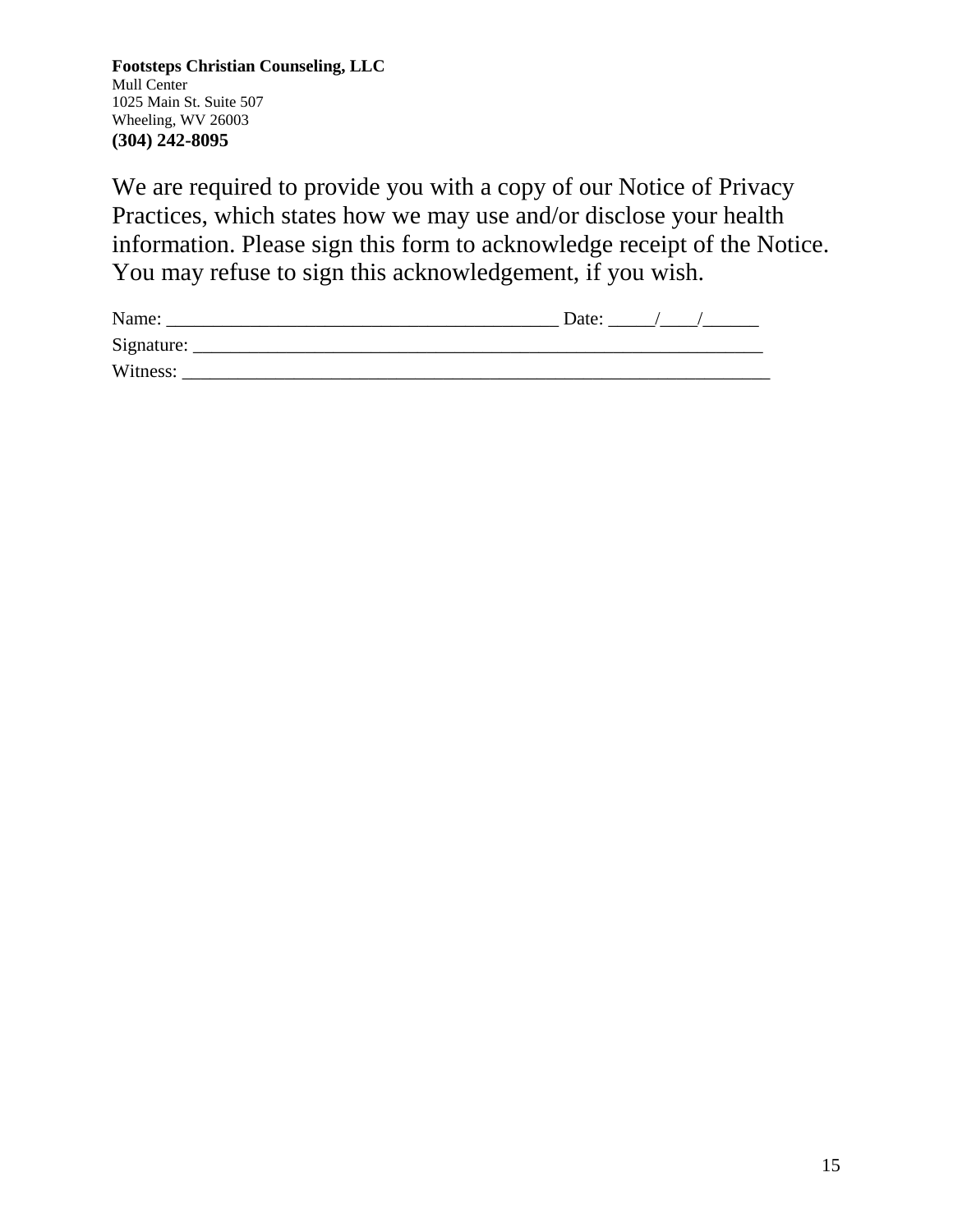**Footsteps Christian Counseling, LLC**
Mull Center
1025 Main St. Suite 507
Wheeling, WV 26003
**(304) 242-8095**

We are required to provide you with a copy of our Notice of Privacy Practices, which states how we may use and/or disclose your health information. Please sign this form to acknowledge receipt of the Notice. You may refuse to sign this acknowledgement, if you wish.

Name: _________________________________________ Date: _____/____/______
Signature: _____________________________________________________________
Witness: _______________________________________________________________